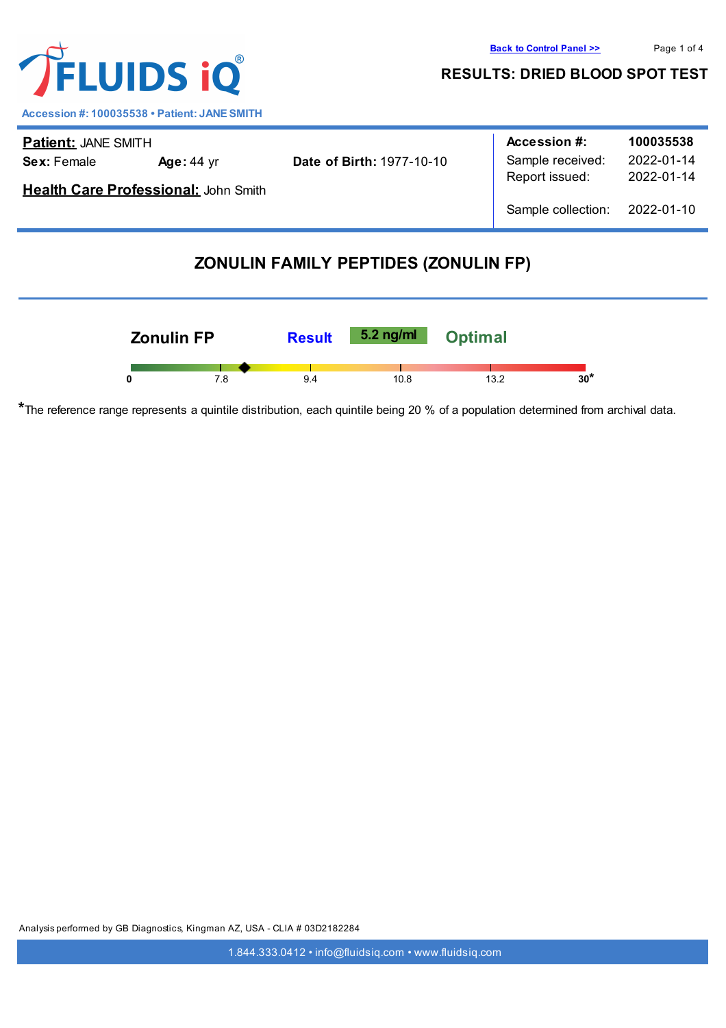# FLUIDS iQ®

**RESULTS: DRIED BLOOD SPOT TEST**

Accession #: 100035538 • Patient: JANE SMITH

**Patient:** JANE SMITH

**Sex:** Female **Age:** 44 yr **Date of Birth:** 1977-10-10

**Health Care Professional:** John Smith

| | |
|---|---|
| **Accession #:** | **100035538** |
| Sample received: | 2022-01-14 |
| Report issued: | 2022-01-14 |
| Sample collection: | 2022-01-10 |

## ZONULIN FAMILY PEPTIDES (ZONULIN FP)

**Zonulin FP** **Result** **5.2 ng/ml** **Optimal**

Scale: 0 | 7.8 | 9.4 | 10.8 | 13.2 | 30*

*The reference range represents a quintile distribution, each quintile being 20 % of a population determined from archival data.

Analysis performed by GB Diagnostics, Kingman AZ, USA - CLIA # 03D2182284

1.844.333.0412 • info@fluidsiq.com • www.fluidsiq.com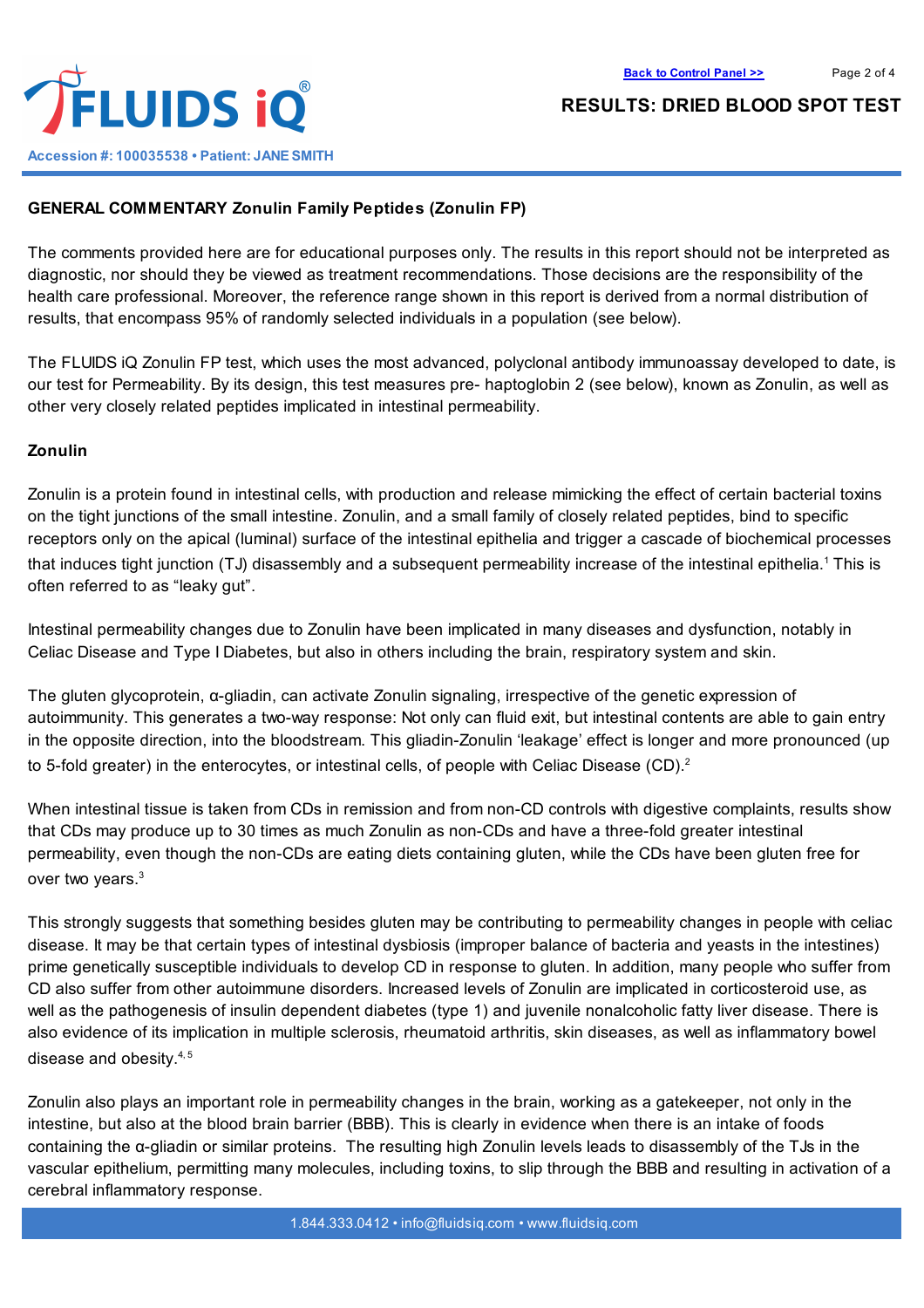Accession #: 100035538 • Patient: JANE SMITH

## RESULTS: DRIED BLOOD SPOT TEST

### GENERAL COMMENTARY Zonulin Family Peptides (Zonulin FP)

The comments provided here are for educational purposes only. The results in this report should not be interpreted as diagnostic, nor should they be viewed as treatment recommendations. Those decisions are the responsibility of the health care professional. Moreover, the reference range shown in this report is derived from a normal distribution of results, that encompass 95% of randomly selected individuals in a population (see below).

The FLUIDS iQ Zonulin FP test, which uses the most advanced, polyclonal antibody immunoassay developed to date, is our test for Permeability. By its design, this test measures pre- haptoglobin 2 (see below), known as Zonulin, as well as other very closely related peptides implicated in intestinal permeability.

### Zonulin

Zonulin is a protein found in intestinal cells, with production and release mimicking the effect of certain bacterial toxins on the tight junctions of the small intestine. Zonulin, and a small family of closely related peptides, bind to specific receptors only on the apical (luminal) surface of the intestinal epithelia and trigger a cascade of biochemical processes that induces tight junction (TJ) disassembly and a subsequent permeability increase of the intestinal epithelia.[1] This is often referred to as “leaky gut”.

Intestinal permeability changes due to Zonulin have been implicated in many diseases and dysfunction, notably in Celiac Disease and Type I Diabetes, but also in others including the brain, respiratory system and skin.

The gluten glycoprotein, α-gliadin, can activate Zonulin signaling, irrespective of the genetic expression of autoimmunity. This generates a two-way response: Not only can fluid exit, but intestinal contents are able to gain entry in the opposite direction, into the bloodstream. This gliadin-Zonulin ‘leakage’ effect is longer and more pronounced (up to 5-fold greater) in the enterocytes, or intestinal cells, of people with Celiac Disease (CD).[2]

When intestinal tissue is taken from CDs in remission and from non-CD controls with digestive complaints, results show that CDs may produce up to 30 times as much Zonulin as non-CDs and have a three-fold greater intestinal permeability, even though the non-CDs are eating diets containing gluten, while the CDs have been gluten free for over two years.[3]

This strongly suggests that something besides gluten may be contributing to permeability changes in people with celiac disease. It may be that certain types of intestinal dysbiosis (improper balance of bacteria and yeasts in the intestines) prime genetically susceptible individuals to develop CD in response to gluten. In addition, many people who suffer from CD also suffer from other autoimmune disorders. Increased levels of Zonulin are implicated in corticosteroid use, as well as the pathogenesis of insulin dependent diabetes (type 1) and juvenile nonalcoholic fatty liver disease. There is also evidence of its implication in multiple sclerosis, rheumatoid arthritis, skin diseases, as well as inflammatory bowel disease and obesity.[4, 5]

Zonulin also plays an important role in permeability changes in the brain, working as a gatekeeper, not only in the intestine, but also at the blood brain barrier (BBB). This is clearly in evidence when there is an intake of foods containing the α-gliadin or similar proteins. The resulting high Zonulin levels leads to disassembly of the TJs in the vascular epithelium, permitting many molecules, including toxins, to slip through the BBB and resulting in activation of a cerebral inflammatory response.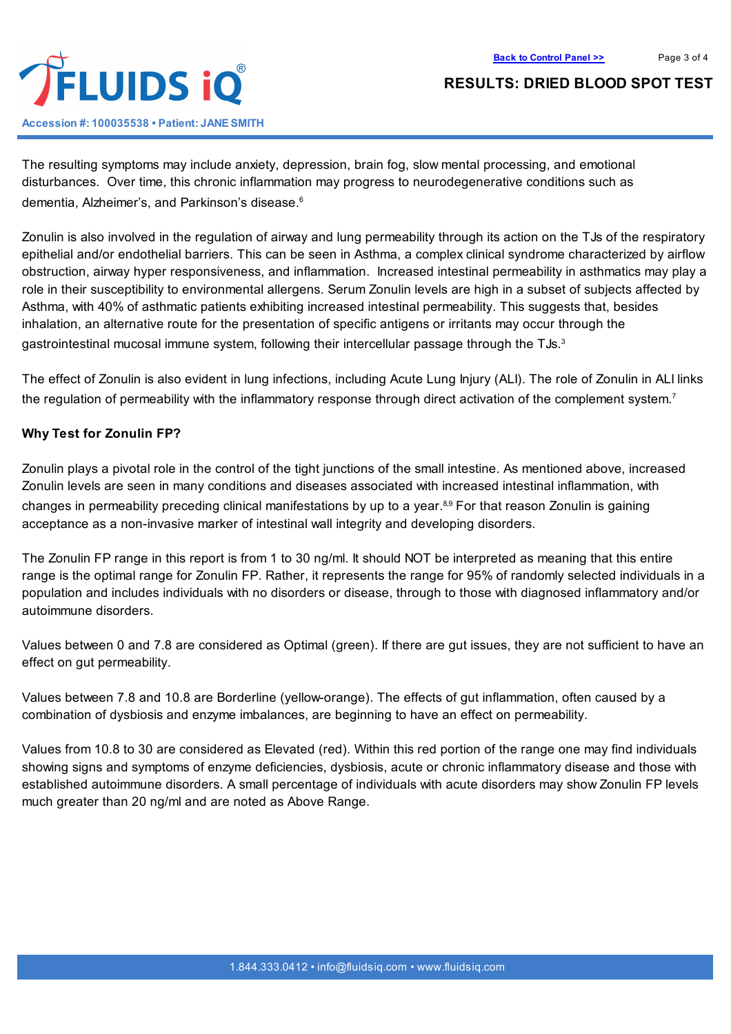The resulting symptoms may include anxiety, depression, brain fog, slow mental processing, and emotional disturbances. Over time, this chronic inflammation may progress to neurodegenerative conditions such as dementia, Alzheimer's, and Parkinson's disease.[6]

Zonulin is also involved in the regulation of airway and lung permeability through its action on the TJs of the respiratory epithelial and/or endothelial barriers. This can be seen in Asthma, a complex clinical syndrome characterized by airflow obstruction, airway hyper responsiveness, and inflammation. Increased intestinal permeability in asthmatics may play a role in their susceptibility to environmental allergens. Serum Zonulin levels are high in a subset of subjects affected by Asthma, with 40% of asthmatic patients exhibiting increased intestinal permeability. This suggests that, besides inhalation, an alternative route for the presentation of specific antigens or irritants may occur through the gastrointestinal mucosal immune system, following their intercellular passage through the TJs.[3]

The effect of Zonulin is also evident in lung infections, including Acute Lung Injury (ALI). The role of Zonulin in ALI links the regulation of permeability with the inflammatory response through direct activation of the complement system.[7]

**Why Test for Zonulin FP?**

Zonulin plays a pivotal role in the control of the tight junctions of the small intestine. As mentioned above, increased Zonulin levels are seen in many conditions and diseases associated with increased intestinal inflammation, with changes in permeability preceding clinical manifestations by up to a year.[8,9] For that reason Zonulin is gaining acceptance as a non-invasive marker of intestinal wall integrity and developing disorders.

The Zonulin FP range in this report is from 1 to 30 ng/ml. It should NOT be interpreted as meaning that this entire range is the optimal range for Zonulin FP. Rather, it represents the range for 95% of randomly selected individuals in a population and includes individuals with no disorders or disease, through to those with diagnosed inflammatory and/or autoimmune disorders.

Values between 0 and 7.8 are considered as Optimal (green). If there are gut issues, they are not sufficient to have an effect on gut permeability.

Values between 7.8 and 10.8 are Borderline (yellow-orange). The effects of gut inflammation, often caused by a combination of dysbiosis and enzyme imbalances, are beginning to have an effect on permeability.

Values from 10.8 to 30 are considered as Elevated (red). Within this red portion of the range one may find individuals showing signs and symptoms of enzyme deficiencies, dysbiosis, acute or chronic inflammatory disease and those with established autoimmune disorders. A small percentage of individuals with acute disorders may show Zonulin FP levels much greater than 20 ng/ml and are noted as Above Range.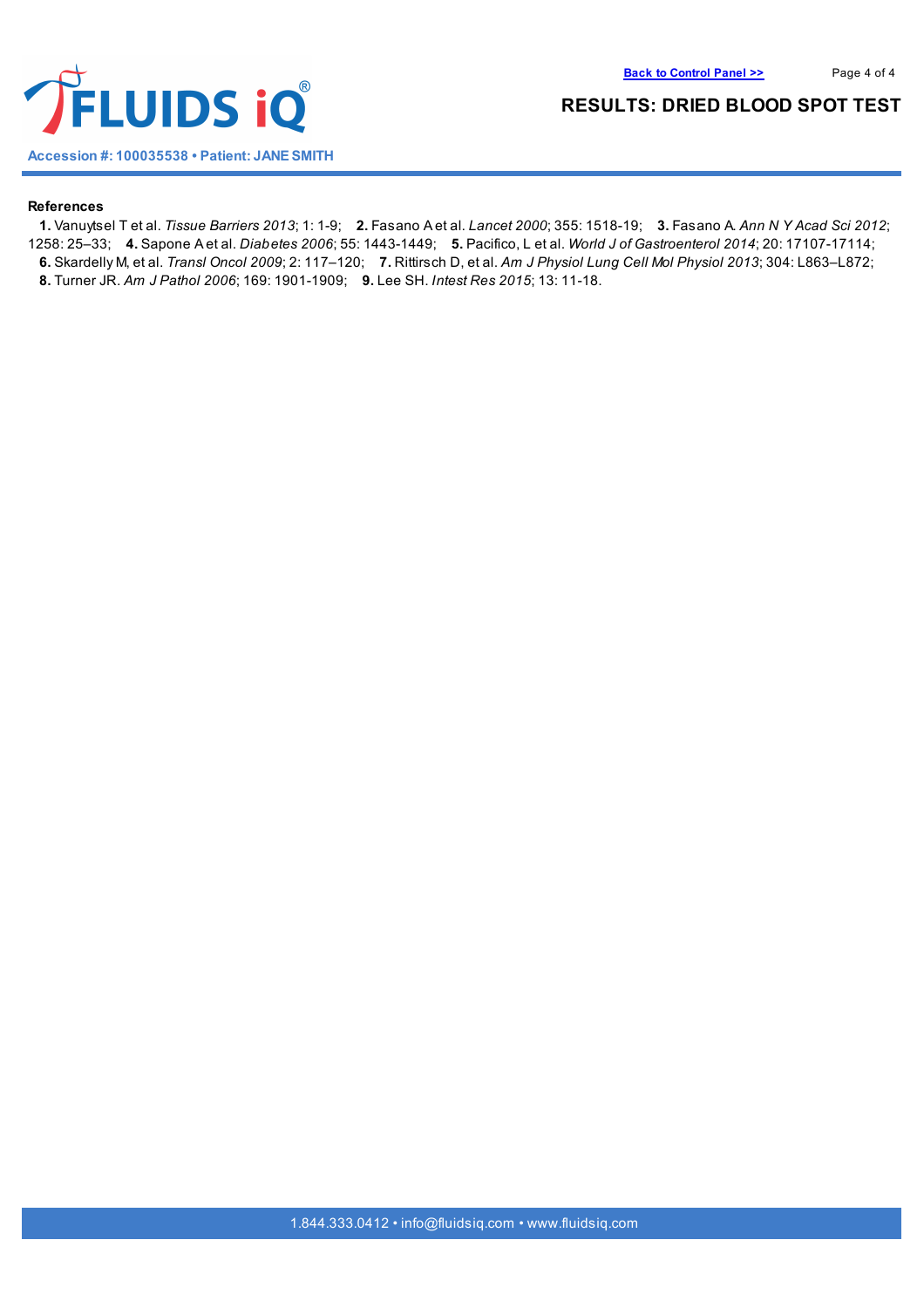**References**

**1.** Vanuytsel T et al. *Tissue Barriers 2013*; 1: 1-9; **2.** Fasano A et al. *Lancet 2000*; 355: 1518-19; **3.** Fasano A. *Ann N Y Acad Sci 2012*; 1258: 25–33; **4.** Sapone A et al. *Diabetes 2006*; 55: 1443-1449; **5.** Pacifico, L et al. *World J of Gastroenterol 2014*; 20: 17107-17114; **6.** Skardelly M, et al. *Transl Oncol 2009*; 2: 117–120; **7.** Rittirsch D, et al. *Am J Physiol Lung Cell Mol Physiol 2013*; 304: L863–L872; **8.** Turner JR. *Am J Pathol 2006*; 169: 1901-1909; **9.** Lee SH. *Intest Res 2015*; 13: 11-18.